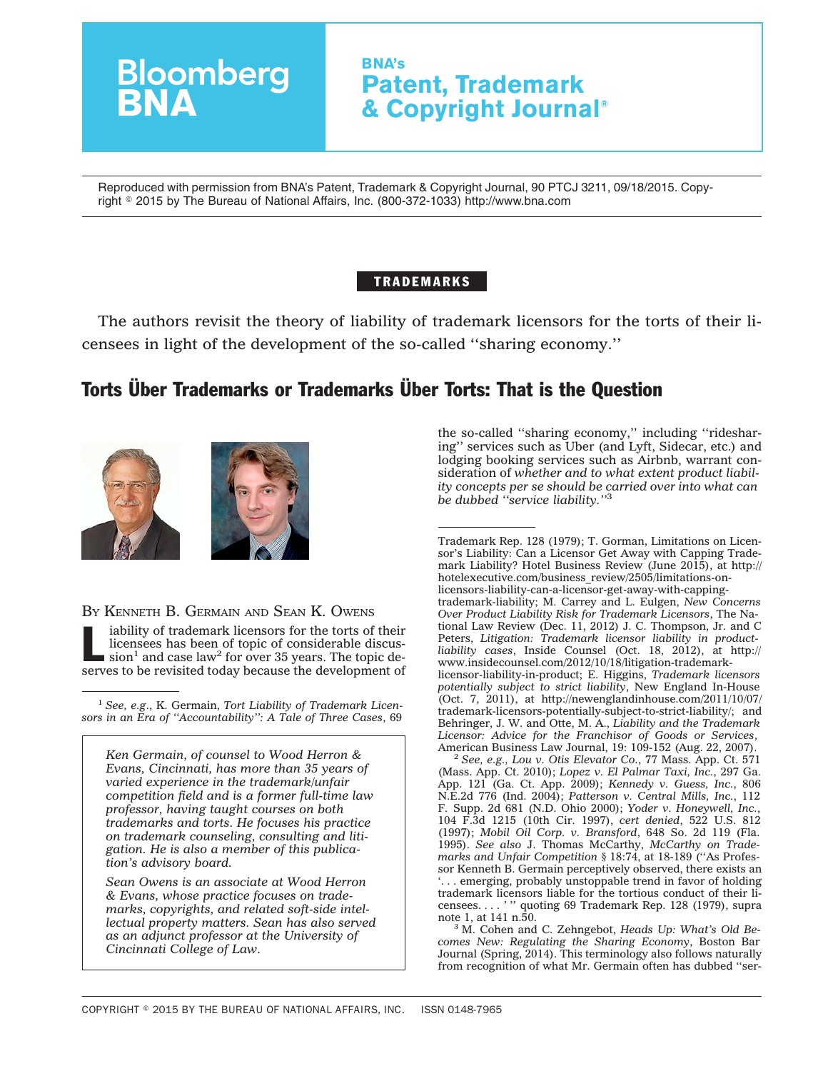Reproduced with permission from BNA's Patent, Trademark & Copyright Journal, 90 PTCJ 3211, 09/18/2015. Copyright © 2015 by The Bureau of National Affairs, Inc. (800-372-1033) http://www.bna.com

**TRADEMARKS**

The authors revisit the theory of liability of trademark licensors for the torts of their licensees in light of the development of the so-called ''sharing economy.''

# Torts Über Trademarks or Trademarks Über Torts: That is the Question

BY KENNETH B. GERMAIN AND SEAN K. OWENS

Liability of trademark licensors for the torts of their licensees has been of topic of considerable discussion[1] and case law[2] for over 35 years. The topic deserves to be revisited today because the development of the so-called ''sharing economy,'' including ''ridesharing'' services such as Uber (and Lyft, Sidecar, etc.) and lodging booking services such as Airbnb, warrant consideration of *whether and to what extent product liability concepts per se should be carried over into what can be dubbed ''service liability.''*[3]

*Ken Germain, of counsel to Wood Herron & Evans, Cincinnati, has more than 35 years of varied experience in the trademark/unfair competition field and is a former full-time law professor, having taught courses on both trademarks and torts. He focuses his practice on trademark counseling, consulting and litigation. He is also a member of this publication's advisory board.*

*Sean Owens is an associate at Wood Herron & Evans, whose practice focuses on trademarks, copyrights, and related soft-side intellectual property matters. Sean has also served as an adjunct professor at the University of Cincinnati College of Law.*

---

[1] *See, e.g.*, K. Germain, *Tort Liability of Trademark Licensors in an Era of ''Accountability'': A Tale of Three Cases*, 69 Trademark Rep. 128 (1979); T. Gorman, Limitations on Licensor's Liability: Can a Licensor Get Away with Capping Trademark Liability? Hotel Business Review (June 2015), at http://hotelexecutive.com/business_review/2505/limitations-on-licensors-liability-can-a-licensor-get-away-with-capping-trademark-liability; M. Carrey and L. Eulgen, *New Concerns Over Product Liability Risk for Trademark Licensors*, The National Law Review (Dec. 11, 2012) J. C. Thompson, Jr. and C Peters, *Litigation: Trademark licensor liability in product-liability cases*, Inside Counsel (Oct. 18, 2012), at http://www.insidecounsel.com/2012/10/18/litigation-trademark-licensor-liability-in-product; E. Higgins, *Trademark licensors potentially subject to strict liability*, New England In-House (Oct. 7, 2011), at http://newenglandinhouse.com/2011/10/07/trademark-licensors-potentially-subject-to-strict-liability/; and Behringer, J. W. and Otte, M. A., *Liability and the Trademark Licensor: Advice for the Franchisor of Goods or Services*, American Business Law Journal, 19: 109-152 (Aug. 22, 2007).

[2] *See, e.g., Lou v. Otis Elevator Co.*, 77 Mass. App. Ct. 571 (Mass. App. Ct. 2010); *Lopez v. El Palmar Taxi, Inc.*, 297 Ga. App. 121 (Ga. Ct. App. 2009); *Kennedy v. Guess, Inc.*, 806 N.E.2d 776 (Ind. 2004); *Patterson v. Central Mills, Inc.*, 112 F. Supp. 2d 681 (N.D. Ohio 2000); *Yoder v. Honeywell, Inc.*, 104 F.3d 1215 (10th Cir. 1997), *cert denied*, 522 U.S. 812 (1997); *Mobil Oil Corp. v. Bransford*, 648 So. 2d 119 (Fla. 1995). *See also* J. Thomas McCarthy, *McCarthy on Trademarks and Unfair Competition* § 18:74, at 18-189 (''As Professor Kenneth B. Germain perceptively observed, there exists an '. . . emerging, probably unstoppable trend in favor of holding trademark licensors liable for the tortious conduct of their licensees. . . . ' '' quoting 69 Trademark Rep. 128 (1979), supra note 1, at 141 n.50.

[3] M. Cohen and C. Zehngebot, *Heads Up: What's Old Becomes New: Regulating the Sharing Economy*, Boston Bar Journal (Spring, 2014). This terminology also follows naturally from recognition of what Mr. Germain often has dubbed ''ser-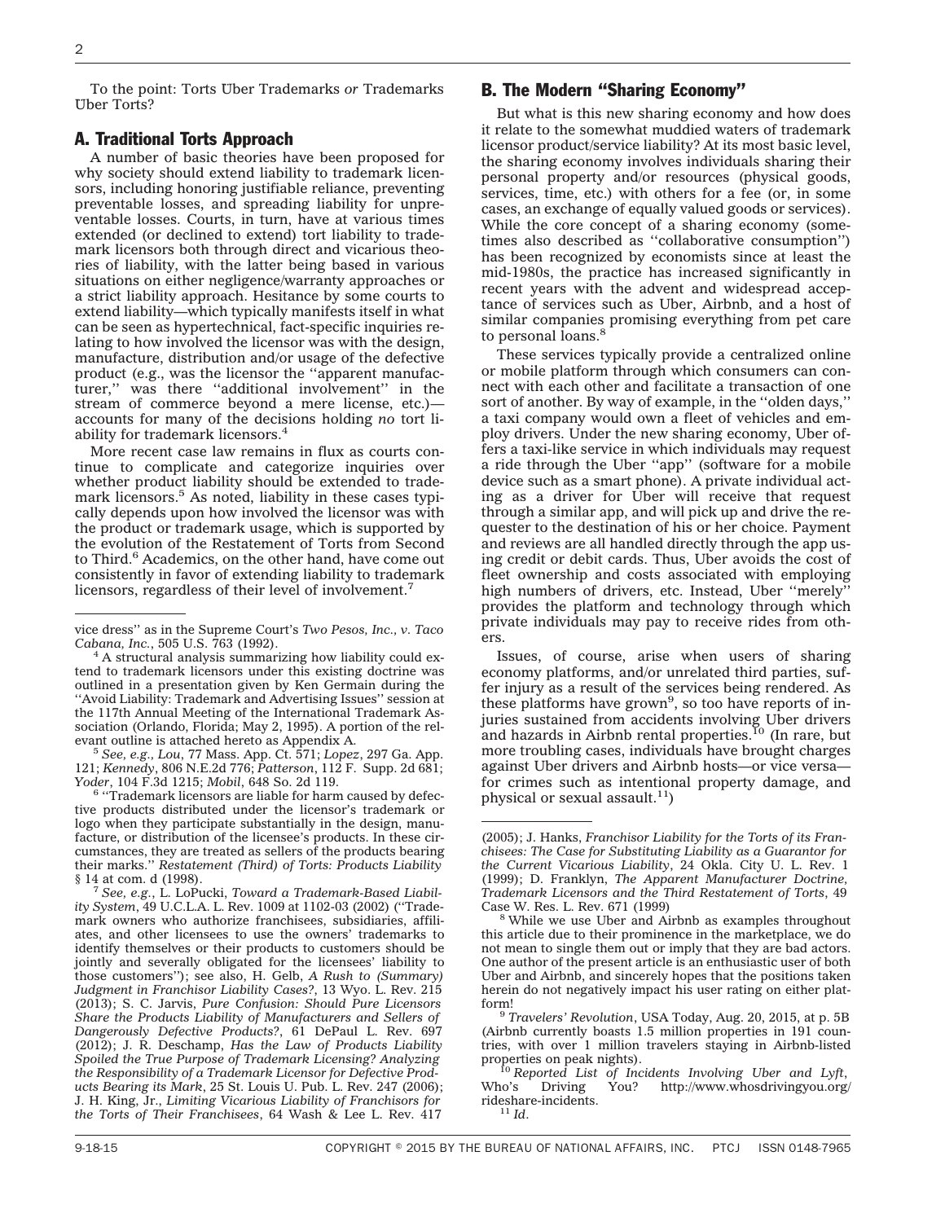To the point: Torts Uber Trademarks *or* Trademarks Uber Torts?

## A. Traditional Torts Approach

A number of basic theories have been proposed for why society should extend liability to trademark licensors, including honoring justifiable reliance, preventing preventable losses, and spreading liability for unpreventable losses. Courts, in turn, have at various times extended (or declined to extend) tort liability to trademark licensors both through direct and vicarious theories of liability, with the latter being based in various situations on either negligence/warranty approaches or a strict liability approach. Hesitance by some courts to extend liability—which typically manifests itself in what can be seen as hypertechnical, fact-specific inquiries relating to how involved the licensor was with the design, manufacture, distribution and/or usage of the defective product (e.g., was the licensor the ''apparent manufacturer,'' was there ''additional involvement'' in the stream of commerce beyond a mere license, etc.)—accounts for many of the decisions holding *no* tort liability for trademark licensors.[4]

More recent case law remains in flux as courts continue to complicate and categorize inquiries over whether product liability should be extended to trademark licensors.[5] As noted, liability in these cases typically depends upon how involved the licensor was with the product or trademark usage, which is supported by the evolution of the Restatement of Torts from Second to Third.[6] Academics, on the other hand, have come out consistently in favor of extending liability to trademark licensors, regardless of their level of involvement.[7]

## B. The Modern ''Sharing Economy''

But what is this new sharing economy and how does it relate to the somewhat muddied waters of trademark licensor product/service liability? At its most basic level, the sharing economy involves individuals sharing their personal property and/or resources (physical goods, services, time, etc.) with others for a fee (or, in some cases, an exchange of equally valued goods or services). While the core concept of a sharing economy (sometimes also described as ''collaborative consumption'') has been recognized by economists since at least the mid-1980s, the practice has increased significantly in recent years with the advent and widespread acceptance of services such as Uber, Airbnb, and a host of similar companies promising everything from pet care to personal loans.[8]

These services typically provide a centralized online or mobile platform through which consumers can connect with each other and facilitate a transaction of one sort of another. By way of example, in the ''olden days,'' a taxi company would own a fleet of vehicles and employ drivers. Under the new sharing economy, Uber offers a taxi-like service in which individuals may request a ride through the Uber ''app'' (software for a mobile device such as a smart phone). A private individual acting as a driver for Uber will receive that request through a similar app, and will pick up and drive the requester to the destination of his or her choice. Payment and reviews are all handled directly through the app using credit or debit cards. Thus, Uber avoids the cost of fleet ownership and costs associated with employing high numbers of drivers, etc. Instead, Uber ''merely'' provides the platform and technology through which private individuals may pay to receive rides from others.

Issues, of course, arise when users of sharing economy platforms, and/or unrelated third parties, suffer injury as a result of the services being rendered. As these platforms have grown[9], so too have reports of injuries sustained from accidents involving Uber drivers and hazards in Airbnb rental properties.[10] (In rare, but more troubling cases, individuals have brought charges against Uber drivers and Airbnb hosts—or vice versa—for crimes such as intentional property damage, and physical or sexual assault.[11])

---

vice dress'' as in the Supreme Court's *Two Pesos, Inc., v. Taco Cabana, Inc.*, 505 U.S. 763 (1992).

[4] A structural analysis summarizing how liability could extend to trademark licensors under this existing doctrine was outlined in a presentation given by Ken Germain during the ''Avoid Liability: Trademark and Advertising Issues'' session at the 117th Annual Meeting of the International Trademark Association (Orlando, Florida; May 2, 1995). A portion of the relevant outline is attached hereto as Appendix A.

[5] *See, e.g., Lou*, 77 Mass. App. Ct. 571; *Lopez*, 297 Ga. App. 121; *Kennedy*, 806 N.E.2d 776; *Patterson*, 112 F. Supp. 2d 681; *Yoder*, 104 F.3d 1215; *Mobil*, 648 So. 2d 119.

[6] ''Trademark licensors are liable for harm caused by defective products distributed under the licensor's trademark or logo when they participate substantially in the design, manufacture, or distribution of the licensee's products. In these circumstances, they are treated as sellers of the products bearing their marks.'' *Restatement (Third) of Torts: Products Liability* § 14 at com. d (1998).

[7] *See, e.g.*, L. LoPucki, *Toward a Trademark-Based Liability System*, 49 U.C.L.A. L. Rev. 1009 at 1102-03 (2002) (''Trademark owners who authorize franchisees, subsidiaries, affiliates, and other licensees to use the owners' trademarks to identify themselves or their products to customers should be jointly and severally obligated for the licensees' liability to those customers''); see also, H. Gelb, *A Rush to (Summary) Judgment in Franchisor Liability Cases?*, 13 Wyo. L. Rev. 215 (2013); S. C. Jarvis, *Pure Confusion: Should Pure Licensors Share the Products Liability of Manufacturers and Sellers of Dangerously Defective Products?*, 61 DePaul L. Rev. 697 (2012); J. R. Deschamp, *Has the Law of Products Liability Spoiled the True Purpose of Trademark Licensing? Analyzing the Responsibility of a Trademark Licensor for Defective Products Bearing its Mark*, 25 St. Louis U. Pub. L. Rev. 247 (2006); J. H. King, Jr., *Limiting Vicarious Liability of Franchisors for the Torts of Their Franchisees*, 64 Wash & Lee L. Rev. 417 (2005); J. Hanks, *Franchisor Liability for the Torts of its Franchisees: The Case for Substituting Liability as a Guarantor for the Current Vicarious Liability*, 24 Okla. City U. L. Rev. 1 (1999); D. Franklyn, *The Apparent Manufacturer Doctrine, Trademark Licensors and the Third Restatement of Torts*, 49 Case W. Res. L. Rev. 671 (1999)

[8] While we use Uber and Airbnb as examples throughout this article due to their prominence in the marketplace, we do not mean to single them out or imply that they are bad actors. One author of the present article is an enthusiastic user of both Uber and Airbnb, and sincerely hopes that the positions taken herein do not negatively impact his user rating on either platform!

[9] *Travelers' Revolution*, USA Today, Aug. 20, 2015, at p. 5B (Airbnb currently boasts 1.5 million properties in 191 countries, with over 1 million travelers staying in Airbnb-listed properties on peak nights).

[10] *Reported List of Incidents Involving Uber and Lyft*, Who's Driving You? http://www.whosdrivingyou.org/rideshare-incidents.

[11] *Id.*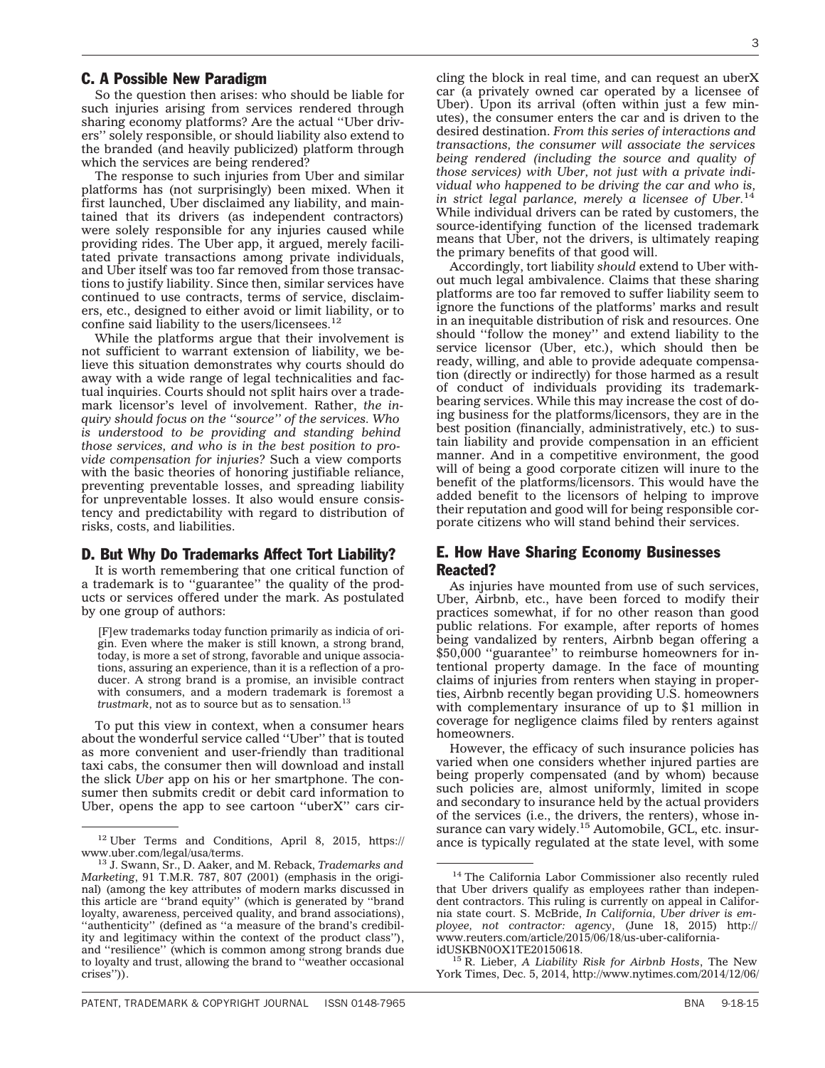## C. A Possible New Paradigm

So the question then arises: who should be liable for such injuries arising from services rendered through sharing economy platforms? Are the actual ''Uber drivers'' solely responsible, or should liability also extend to the branded (and heavily publicized) platform through which the services are being rendered?

The response to such injuries from Uber and similar platforms has (not surprisingly) been mixed. When it first launched, Uber disclaimed any liability, and maintained that its drivers (as independent contractors) were solely responsible for any injuries caused while providing rides. The Uber app, it argued, merely facilitated private transactions among private individuals, and Uber itself was too far removed from those transactions to justify liability. Since then, similar services have continued to use contracts, terms of service, disclaimers, etc., designed to either avoid or limit liability, or to confine said liability to the users/licensees.[12]

While the platforms argue that their involvement is not sufficient to warrant extension of liability, we believe this situation demonstrates why courts should do away with a wide range of legal technicalities and factual inquiries. Courts should not split hairs over a trademark licensor's level of involvement. Rather, *the inquiry should focus on the ''source'' of the services. Who is understood to be providing and standing behind those services, and who is in the best position to provide compensation for injuries?* Such a view comports with the basic theories of honoring justifiable reliance, preventing preventable losses, and spreading liability for unpreventable losses. It also would ensure consistency and predictability with regard to distribution of risks, costs, and liabilities.

## D. But Why Do Trademarks Affect Tort Liability?

It is worth remembering that one critical function of a trademark is to ''guarantee'' the quality of the products or services offered under the mark. As postulated by one group of authors:

> [F]ew trademarks today function primarily as indicia of origin. Even where the maker is still known, a strong brand, today, is more a set of strong, favorable and unique associations, assuring an experience, than it is a reflection of a producer. A strong brand is a promise, an invisible contract with consumers, and a modern trademark is foremost a *trustmark*, not as to source but as to sensation.[13]

To put this view in context, when a consumer hears about the wonderful service called ''Uber'' that is touted as more convenient and user-friendly than traditional taxi cabs, the consumer then will download and install the slick *Uber* app on his or her smartphone. The consumer then submits credit or debit card information to Uber, opens the app to see cartoon ''uberX'' cars circling the block in real time, and can request an uberX car (a privately owned car operated by a licensee of Uber). Upon its arrival (often within just a few minutes), the consumer enters the car and is driven to the desired destination. *From this series of interactions and transactions, the consumer will associate the services being rendered (including the source and quality of those services) with Uber, not just with a private individual who happened to be driving the car and who is, in strict legal parlance, merely a licensee of Uber.*[14] While individual drivers can be rated by customers, the source-identifying function of the licensed trademark means that Uber, not the drivers, is ultimately reaping the primary benefits of that good will.

Accordingly, tort liability *should* extend to Uber without much legal ambivalence. Claims that these sharing platforms are too far removed to suffer liability seem to ignore the functions of the platforms' marks and result in an inequitable distribution of risk and resources. One should ''follow the money'' and extend liability to the service licensor (Uber, etc.), which should then be ready, willing, and able to provide adequate compensation (directly or indirectly) for those harmed as a result of conduct of individuals providing its trademark-bearing services. While this may increase the cost of doing business for the platforms/licensors, they are in the best position (financially, administratively, etc.) to sustain liability and provide compensation in an efficient manner. And in a competitive environment, the good will of being a good corporate citizen will inure to the benefit of the platforms/licensors. This would have the added benefit to the licensors of helping to improve their reputation and good will for being responsible corporate citizens who will stand behind their services.

## E. How Have Sharing Economy Businesses Reacted?

As injuries have mounted from use of such services, Uber, Airbnb, etc., have been forced to modify their practices somewhat, if for no other reason than good public relations. For example, after reports of homes being vandalized by renters, Airbnb began offering a $50,000 ''guarantee'' to reimburse homeowners for intentional property damage. In the face of mounting claims of injuries from renters when staying in properties, Airbnb recently began providing U.S. homeowners with complementary insurance of up to $1 million in coverage for negligence claims filed by renters against homeowners.

However, the efficacy of such insurance policies has varied when one considers whether injured parties are being properly compensated (and by whom) because such policies are, almost uniformly, limited in scope and secondary to insurance held by the actual providers of the services (i.e., the drivers, the renters), whose insurance can vary widely.[15] Automobile, GCL, etc. insurance is typically regulated at the state level, with some

---

[12] Uber Terms and Conditions, April 8, 2015, https://www.uber.com/legal/usa/terms.

[13] J. Swann, Sr., D. Aaker, and M. Reback, *Trademarks and Marketing*, 91 T.M.R. 787, 807 (2001) (emphasis in the original) (among the key attributes of modern marks discussed in this article are ''brand equity'' (which is generated by ''brand loyalty, awareness, perceived quality, and brand associations), ''authenticity'' (defined as ''a measure of the brand's credibility and legitimacy within the context of the product class''), and ''resilience'' (which is common among strong brands due to loyalty and trust, allowing the brand to ''weather occasional crises'')).

[14] The California Labor Commissioner also recently ruled that Uber drivers qualify as employees rather than independent contractors. This ruling is currently on appeal in California state court. S. McBride, *In California, Uber driver is employee, not contractor: agency*, (June 18, 2015) http://www.reuters.com/article/2015/06/18/us-uber-california-idUSKBN0OX1TE20150618.

[15] R. Lieber, *A Liability Risk for Airbnb Hosts*, The New York Times, Dec. 5, 2014, http://www.nytimes.com/2014/12/06/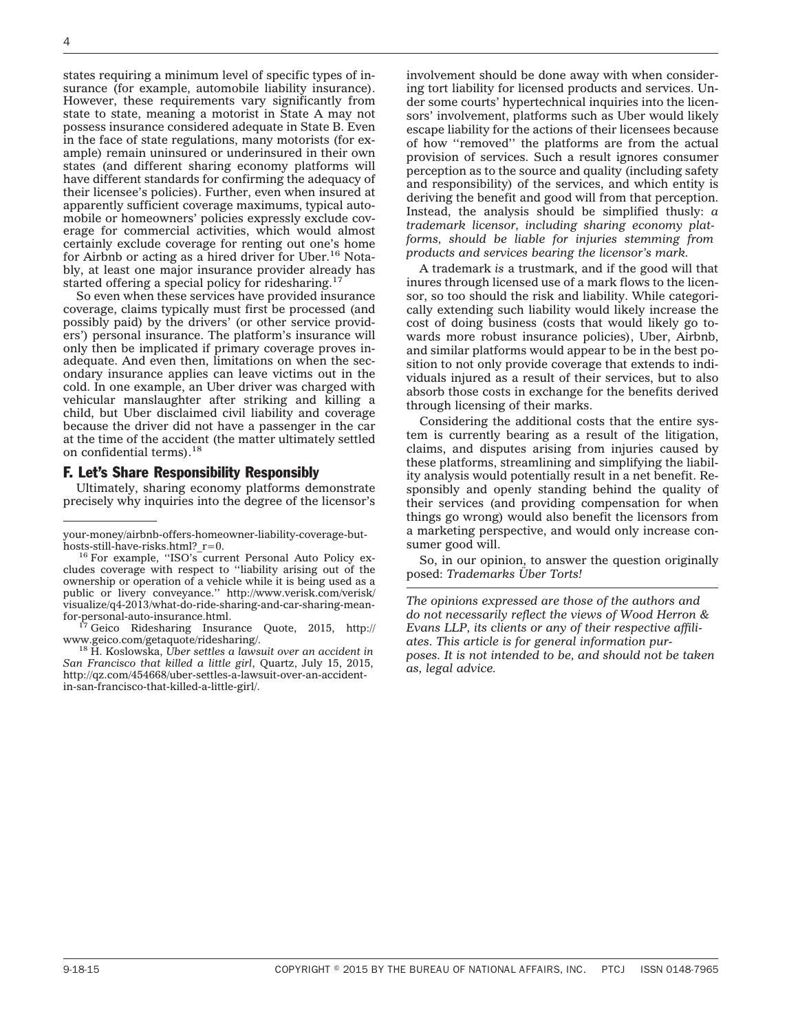states requiring a minimum level of specific types of insurance (for example, automobile liability insurance). However, these requirements vary significantly from state to state, meaning a motorist in State A may not possess insurance considered adequate in State B. Even in the face of state regulations, many motorists (for example) remain uninsured or underinsured in their own states (and different sharing economy platforms will have different standards for confirming the adequacy of their licensee's policies). Further, even when insured at apparently sufficient coverage maximums, typical automobile or homeowners' policies expressly exclude coverage for commercial activities, which would almost certainly exclude coverage for renting out one's home for Airbnb or acting as a hired driver for Uber.[16] Notably, at least one major insurance provider already has started offering a special policy for ridesharing.[17]

So even when these services have provided insurance coverage, claims typically must first be processed (and possibly paid) by the drivers' (or other service providers') personal insurance. The platform's insurance will only then be implicated if primary coverage proves inadequate. And even then, limitations on when the secondary insurance applies can leave victims out in the cold. In one example, an Uber driver was charged with vehicular manslaughter after striking and killing a child, but Uber disclaimed civil liability and coverage because the driver did not have a passenger in the car at the time of the accident (the matter ultimately settled on confidential terms).[18]

## F. Let's Share Responsibility Responsibly

Ultimately, sharing economy platforms demonstrate precisely why inquiries into the degree of the licensor's involvement should be done away with when considering tort liability for licensed products and services. Under some courts' hypertechnical inquiries into the licensors' involvement, platforms such as Uber would likely escape liability for the actions of their licensees because of how ''removed'' the platforms are from the actual provision of services. Such a result ignores consumer perception as to the source and quality (including safety and responsibility) of the services, and which entity is deriving the benefit and good will from that perception. Instead, the analysis should be simplified thusly: *a trademark licensor, including sharing economy platforms, should be liable for injuries stemming from products and services bearing the licensor's mark.*

A trademark *is* a trustmark, and if the good will that inures through licensed use of a mark flows to the licensor, so too should the risk and liability. While categorically extending such liability would likely increase the cost of doing business (costs that would likely go towards more robust insurance policies), Uber, Airbnb, and similar platforms would appear to be in the best position to not only provide coverage that extends to individuals injured as a result of their services, but to also absorb those costs in exchange for the benefits derived through licensing of their marks.

Considering the additional costs that the entire system is currently bearing as a result of the litigation, claims, and disputes arising from injuries caused by these platforms, streamlining and simplifying the liability analysis would potentially result in a net benefit. Responsibly and openly standing behind the quality of their services (and providing compensation for when things go wrong) would also benefit the licensors from a marketing perspective, and would only increase consumer good will.

So, in our opinion, to answer the question originally posed: *Trademarks Über Torts!*

---

*The opinions expressed are those of the authors and do not necessarily reflect the views of Wood Herron & Evans LLP, its clients or any of their respective affiliates. This article is for general information purposes. It is not intended to be, and should not be taken as, legal advice.*

---

your-money/airbnb-offers-homeowner-liability-coverage-but-hosts-still-have-risks.html?_r=0.

[16] For example, ''ISO's current Personal Auto Policy excludes coverage with respect to ''liability arising out of the ownership or operation of a vehicle while it is being used as a public or livery conveyance.'' http://www.verisk.com/verisk/visualize/q4-2013/what-do-ride-sharing-and-car-sharing-mean-for-personal-auto-insurance.html.

[17] Geico Ridesharing Insurance Quote, 2015, http://www.geico.com/getaquote/ridesharing/.

[18] H. Koslowska, *Uber settles a lawsuit over an accident in San Francisco that killed a little girl*, Quartz, July 15, 2015, http://qz.com/454668/uber-settles-a-lawsuit-over-an-accident-in-san-francisco-that-killed-a-little-girl/.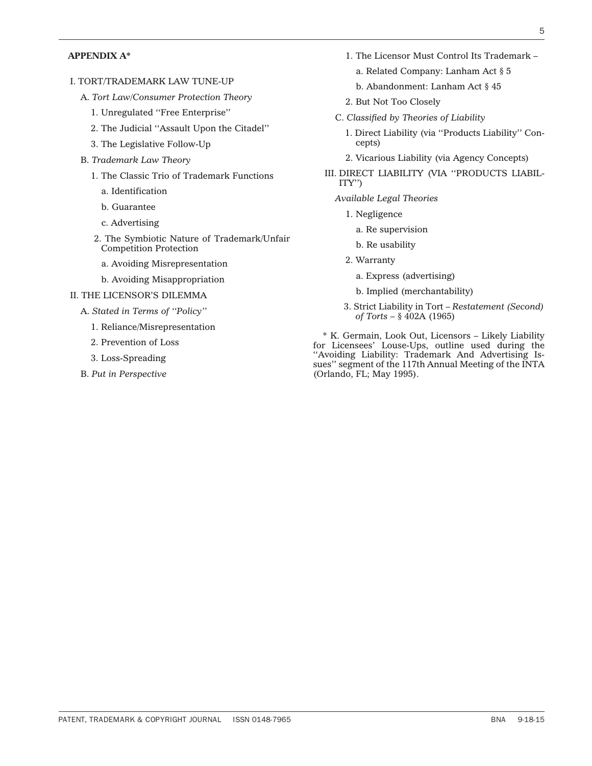**APPENDIX A***

I. TORT/TRADEMARK LAW TUNE-UP

A. *Tort Law/Consumer Protection Theory*

1. Unregulated ''Free Enterprise''

2. The Judicial ''Assault Upon the Citadel''

3. The Legislative Follow-Up

B. *Trademark Law Theory*

1. The Classic Trio of Trademark Functions

a. Identification

b. Guarantee

c. Advertising

2. The Symbiotic Nature of Trademark/Unfair Competition Protection

a. Avoiding Misrepresentation

b. Avoiding Misappropriation

II. THE LICENSOR'S DILEMMA

A. *Stated in Terms of ''Policy''*

1. Reliance/Misrepresentation

2. Prevention of Loss

3. Loss-Spreading

B. *Put in Perspective*

1. The Licensor Must Control Its Trademark –

a. Related Company: Lanham Act § 5

b. Abandonment: Lanham Act § 45

2. But Not Too Closely

C. *Classified by Theories of Liability*

1. Direct Liability (via ''Products Liability'' Concepts)

2. Vicarious Liability (via Agency Concepts)

III. DIRECT LIABILITY (VIA ''PRODUCTS LIABILITY'')

*Available Legal Theories*

1. Negligence

a. Re supervision

b. Re usability

2. Warranty

a. Express (advertising)

b. Implied (merchantability)

3. Strict Liability in Tort – *Restatement (Second) of Torts* – § 402A (1965)

* K. Germain, Look Out, Licensors – Likely Liability for Licensees' Louse-Ups, outline used during the ''Avoiding Liability: Trademark And Advertising Issues'' segment of the 117th Annual Meeting of the INTA (Orlando, FL; May 1995).